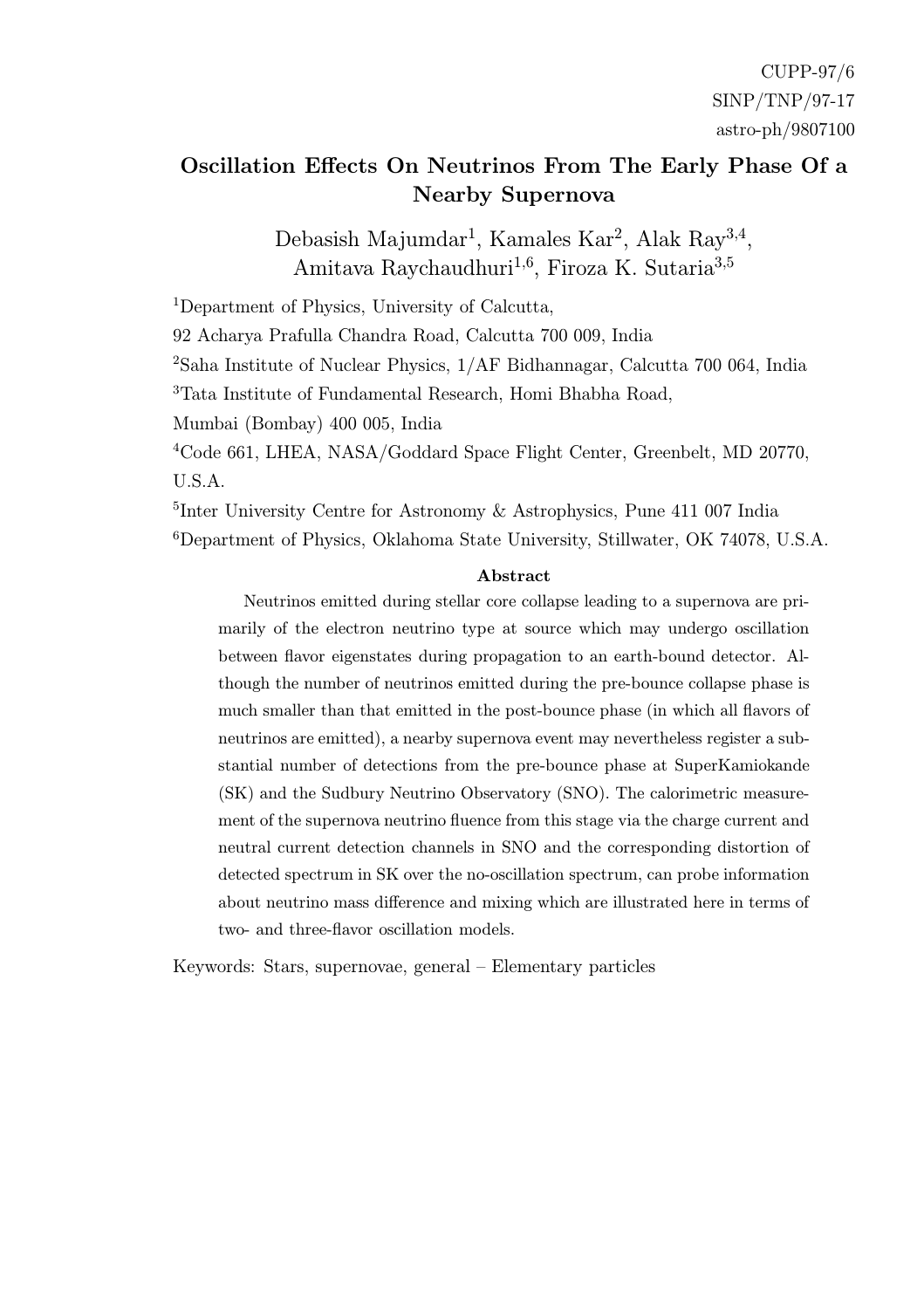CUPP-97/6
SINP/TNP/97-17
astro-ph/9807100

# Oscillation Effects On Neutrinos From The Early Phase Of a Nearby Supernova

Debasish Majumdar[1], Kamales Kar[2], Alak Ray[3,4], Amitava Raychaudhuri[1,6], Firoza K. Sutaria[3,5]

[1]Department of Physics, University of Calcutta, 92 Acharya Prafulla Chandra Road, Calcutta 700 009, India

[2]Saha Institute of Nuclear Physics, 1/AF Bidhannagar, Calcutta 700 064, India

[3]Tata Institute of Fundamental Research, Homi Bhabha Road, Mumbai (Bombay) 400 005, India

[4]Code 661, LHEA, NASA/Goddard Space Flight Center, Greenbelt, MD 20770, U.S.A.

[5]Inter University Centre for Astronomy & Astrophysics, Pune 411 007 India

[6]Department of Physics, Oklahoma State University, Stillwater, OK 74078, U.S.A.

**Abstract**

Neutrinos emitted during stellar core collapse leading to a supernova are primarily of the electron neutrino type at source which may undergo oscillation between flavor eigenstates during propagation to an earth-bound detector. Although the number of neutrinos emitted during the pre-bounce collapse phase is much smaller than that emitted in the post-bounce phase (in which all flavors of neutrinos are emitted), a nearby supernova event may nevertheless register a substantial number of detections from the pre-bounce phase at SuperKamiokande (SK) and the Sudbury Neutrino Observatory (SNO). The calorimetric measurement of the supernova neutrino fluence from this stage via the charge current and neutral current detection channels in SNO and the corresponding distortion of detected spectrum in SK over the no-oscillation spectrum, can probe information about neutrino mass difference and mixing which are illustrated here in terms of two- and three-flavor oscillation models.

Keywords: Stars, supernovae, general – Elementary particles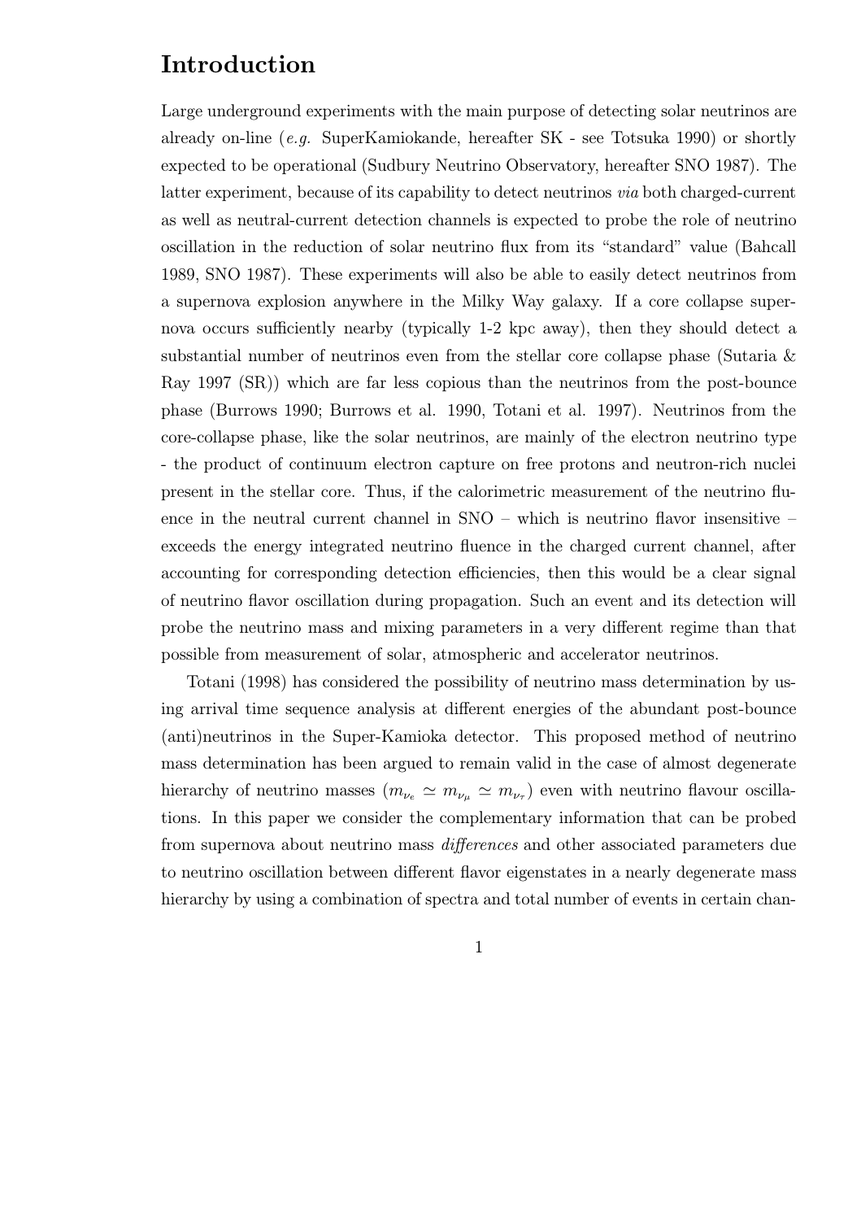# Introduction

Large underground experiments with the main purpose of detecting solar neutrinos are already on-line (*e.g.* SuperKamiokande, hereafter SK - see Totsuka 1990) or shortly expected to be operational (Sudbury Neutrino Observatory, hereafter SNO 1987). The latter experiment, because of its capability to detect neutrinos *via* both charged-current as well as neutral-current detection channels is expected to probe the role of neutrino oscillation in the reduction of solar neutrino flux from its "standard" value (Bahcall 1989, SNO 1987). These experiments will also be able to easily detect neutrinos from a supernova explosion anywhere in the Milky Way galaxy. If a core collapse supernova occurs sufficiently nearby (typically 1-2 kpc away), then they should detect a substantial number of neutrinos even from the stellar core collapse phase (Sutaria & Ray 1997 (SR)) which are far less copious than the neutrinos from the post-bounce phase (Burrows 1990; Burrows et al. 1990, Totani et al. 1997). Neutrinos from the core-collapse phase, like the solar neutrinos, are mainly of the electron neutrino type - the product of continuum electron capture on free protons and neutron-rich nuclei present in the stellar core. Thus, if the calorimetric measurement of the neutrino fluence in the neutral current channel in SNO – which is neutrino flavor insensitive – exceeds the energy integrated neutrino fluence in the charged current channel, after accounting for corresponding detection efficiencies, then this would be a clear signal of neutrino flavor oscillation during propagation. Such an event and its detection will probe the neutrino mass and mixing parameters in a very different regime than that possible from measurement of solar, atmospheric and accelerator neutrinos.

Totani (1998) has considered the possibility of neutrino mass determination by using arrival time sequence analysis at different energies of the abundant post-bounce (anti)neutrinos in the Super-Kamioka detector. This proposed method of neutrino mass determination has been argued to remain valid in the case of almost degenerate hierarchy of neutrino masses ($m_{\nu_e} \simeq m_{\nu_\mu} \simeq m_{\nu_\tau}$) even with neutrino flavour oscillations. In this paper we consider the complementary information that can be probed from supernova about neutrino mass *differences* and other associated parameters due to neutrino oscillation between different flavor eigenstates in a nearly degenerate mass hierarchy by using a combination of spectra and total number of events in certain chan-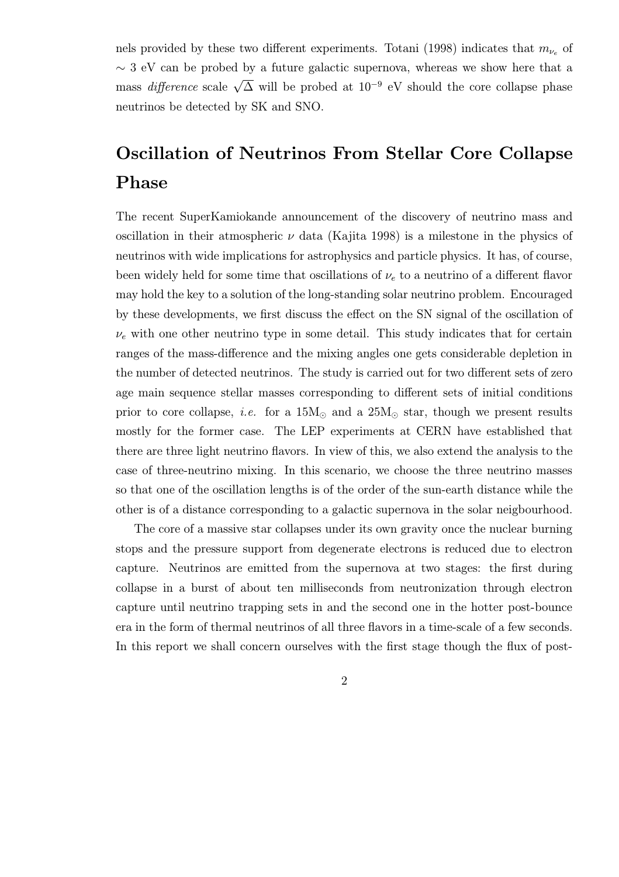nels provided by these two different experiments. Totani (1998) indicates that $m_{\nu_e}$ of $\sim 3$ eV can be probed by a future galactic supernova, whereas we show here that a mass *difference* scale $\sqrt{\Delta}$ will be probed at $10^{-9}$ eV should the core collapse phase neutrinos be detected by SK and SNO.

# Oscillation of Neutrinos From Stellar Core Collapse Phase

The recent SuperKamiokande announcement of the discovery of neutrino mass and oscillation in their atmospheric $\nu$ data (Kajita 1998) is a milestone in the physics of neutrinos with wide implications for astrophysics and particle physics. It has, of course, been widely held for some time that oscillations of $\nu_e$ to a neutrino of a different flavor may hold the key to a solution of the long-standing solar neutrino problem. Encouraged by these developments, we first discuss the effect on the SN signal of the oscillation of $\nu_e$ with one other neutrino type in some detail. This study indicates that for certain ranges of the mass-difference and the mixing angles one gets considerable depletion in the number of detected neutrinos. The study is carried out for two different sets of zero age main sequence stellar masses corresponding to different sets of initial conditions prior to core collapse, *i.e.* for a $15\text{M}_\odot$ and a $25\text{M}_\odot$ star, though we present results mostly for the former case. The LEP experiments at CERN have established that there are three light neutrino flavors. In view of this, we also extend the analysis to the case of three-neutrino mixing. In this scenario, we choose the three neutrino masses so that one of the oscillation lengths is of the order of the sun-earth distance while the other is of a distance corresponding to a galactic supernova in the solar neigbourhood.

The core of a massive star collapses under its own gravity once the nuclear burning stops and the pressure support from degenerate electrons is reduced due to electron capture. Neutrinos are emitted from the supernova at two stages: the first during collapse in a burst of about ten milliseconds from neutronization through electron capture until neutrino trapping sets in and the second one in the hotter post-bounce era in the form of thermal neutrinos of all three flavors in a time-scale of a few seconds. In this report we shall concern ourselves with the first stage though the flux of post-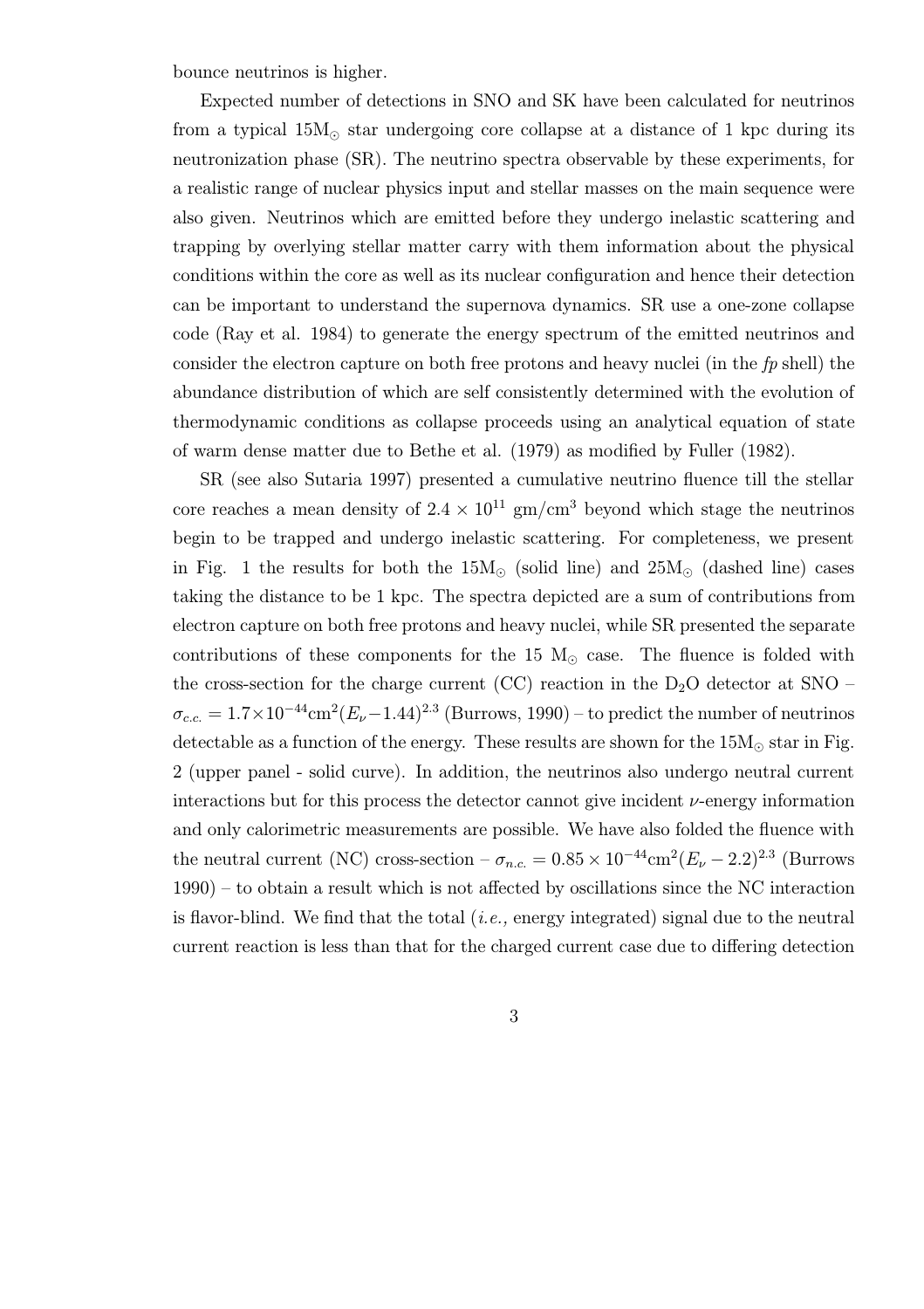bounce neutrinos is higher.

Expected number of detections in SNO and SK have been calculated for neutrinos from a typical $15M_\odot$ star undergoing core collapse at a distance of 1 kpc during its neutronization phase (SR). The neutrino spectra observable by these experiments, for a realistic range of nuclear physics input and stellar masses on the main sequence were also given. Neutrinos which are emitted before they undergo inelastic scattering and trapping by overlying stellar matter carry with them information about the physical conditions within the core as well as its nuclear configuration and hence their detection can be important to understand the supernova dynamics. SR use a one-zone collapse code (Ray et al. 1984) to generate the energy spectrum of the emitted neutrinos and consider the electron capture on both free protons and heavy nuclei (in the *fp* shell) the abundance distribution of which are self consistently determined with the evolution of thermodynamic conditions as collapse proceeds using an analytical equation of state of warm dense matter due to Bethe et al. (1979) as modified by Fuller (1982).

SR (see also Sutaria 1997) presented a cumulative neutrino fluence till the stellar core reaches a mean density of $2.4 \times 10^{11}$ gm/cm$^3$ beyond which stage the neutrinos begin to be trapped and undergo inelastic scattering. For completeness, we present in Fig. 1 the results for both the $15M_\odot$ (solid line) and $25M_\odot$ (dashed line) cases taking the distance to be 1 kpc. The spectra depicted are a sum of contributions from electron capture on both free protons and heavy nuclei, while SR presented the separate contributions of these components for the 15 $M_\odot$ case. The fluence is folded with the cross-section for the charge current (CC) reaction in the $D_2O$ detector at SNO – $\sigma_{c.c.} = 1.7 \times 10^{-44}\text{cm}^2(E_\nu - 1.44)^{2.3}$ (Burrows, 1990) – to predict the number of neutrinos detectable as a function of the energy. These results are shown for the $15M_\odot$ star in Fig. 2 (upper panel - solid curve). In addition, the neutrinos also undergo neutral current interactions but for this process the detector cannot give incident $\nu$-energy information and only calorimetric measurements are possible. We have also folded the fluence with the neutral current (NC) cross-section – $\sigma_{n.c.} = 0.85 \times 10^{-44}\text{cm}^2(E_\nu - 2.2)^{2.3}$ (Burrows 1990) – to obtain a result which is not affected by oscillations since the NC interaction is flavor-blind. We find that the total (*i.e.,* energy integrated) signal due to the neutral current reaction is less than that for the charged current case due to differing detection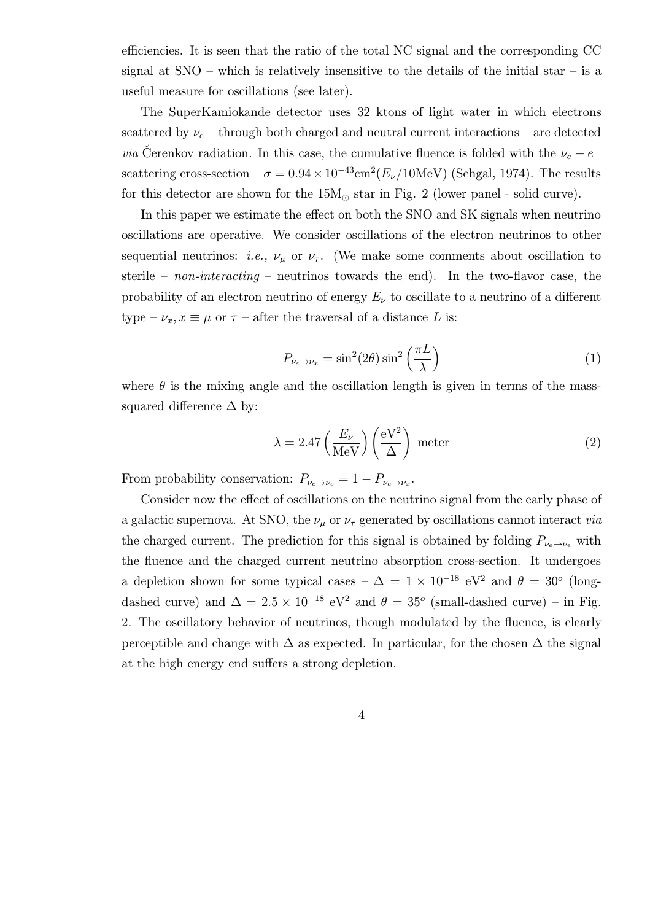efficiencies. It is seen that the ratio of the total NC signal and the corresponding CC signal at SNO – which is relatively insensitive to the details of the initial star – is a useful measure for oscillations (see later).

The SuperKamiokande detector uses 32 ktons of light water in which electrons scattered by $\nu_e$ – through both charged and neutral current interactions – are detected *via* Čerenkov radiation. In this case, the cumulative fluence is folded with the $\nu_e - e^-$ scattering cross-section – $\sigma = 0.94 \times 10^{-43}\text{cm}^2(E_\nu/10\text{MeV})$ (Sehgal, 1974). The results for this detector are shown for the $15\text{M}_\odot$ star in Fig. 2 (lower panel - solid curve).

In this paper we estimate the effect on both the SNO and SK signals when neutrino oscillations are operative. We consider oscillations of the electron neutrinos to other sequential neutrinos: *i.e.,* $\nu_\mu$ or $\nu_\tau$. (We make some comments about oscillation to sterile – *non-interacting* – neutrinos towards the end). In the two-flavor case, the probability of an electron neutrino of energy $E_\nu$ to oscillate to a neutrino of a different type – $\nu_x, x \equiv \mu$ or $\tau$ – after the traversal of a distance $L$ is:

$$P_{\nu_e \to \nu_x} = \sin^2(2\theta)\sin^2\left(\frac{\pi L}{\lambda}\right) \tag{1}$$

where $\theta$ is the mixing angle and the oscillation length is given in terms of the mass-squared difference $\Delta$ by:

$$\lambda = 2.47\left(\frac{E_\nu}{\text{MeV}}\right)\left(\frac{\text{eV}^2}{\Delta}\right)\ \text{meter} \tag{2}$$

From probability conservation: $P_{\nu_e \to \nu_e} = 1 - P_{\nu_e \to \nu_x}$.

Consider now the effect of oscillations on the neutrino signal from the early phase of a galactic supernova. At SNO, the $\nu_\mu$ or $\nu_\tau$ generated by oscillations cannot interact *via* the charged current. The prediction for this signal is obtained by folding $P_{\nu_e \to \nu_e}$ with the fluence and the charged current neutrino absorption cross-section. It undergoes a depletion shown for some typical cases – $\Delta = 1 \times 10^{-18}$ eV$^2$ and $\theta = 30^o$ (long-dashed curve) and $\Delta = 2.5 \times 10^{-18}$ eV$^2$ and $\theta = 35^o$ (small-dashed curve) – in Fig. 2. The oscillatory behavior of neutrinos, though modulated by the fluence, is clearly perceptible and change with $\Delta$ as expected. In particular, for the chosen $\Delta$ the signal at the high energy end suffers a strong depletion.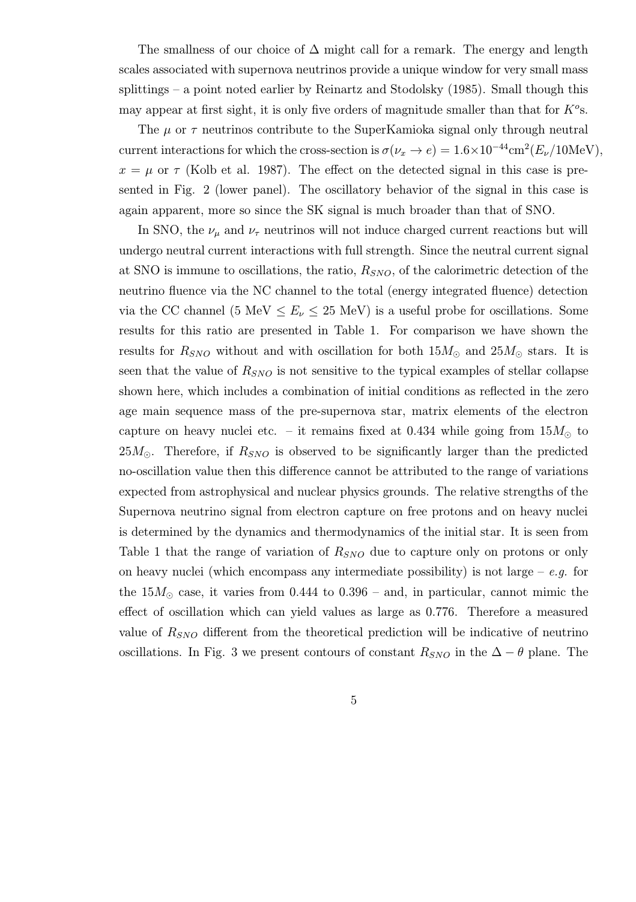The smallness of our choice of $\Delta$ might call for a remark. The energy and length scales associated with supernova neutrinos provide a unique window for very small mass splittings – a point noted earlier by Reinartz and Stodolsky (1985). Small though this may appear at first sight, it is only five orders of magnitude smaller than that for $K^o$s.

The $\mu$ or $\tau$ neutrinos contribute to the SuperKamioka signal only through neutral current interactions for which the cross-section is $\sigma(\nu_x \rightarrow e) = 1.6 \times 10^{-44}\text{cm}^2(E_\nu/10\text{MeV})$, $x = \mu$ or $\tau$ (Kolb et al. 1987). The effect on the detected signal in this case is presented in Fig. 2 (lower panel). The oscillatory behavior of the signal in this case is again apparent, more so since the SK signal is much broader than that of SNO.

In SNO, the $\nu_\mu$ and $\nu_\tau$ neutrinos will not induce charged current reactions but will undergo neutral current interactions with full strength. Since the neutral current signal at SNO is immune to oscillations, the ratio, $R_{SNO}$, of the calorimetric detection of the neutrino fluence via the NC channel to the total (energy integrated fluence) detection via the CC channel (5 MeV $\leq E_\nu \leq$ 25 MeV) is a useful probe for oscillations. Some results for this ratio are presented in Table 1. For comparison we have shown the results for $R_{SNO}$ without and with oscillation for both $15M_\odot$ and $25M_\odot$ stars. It is seen that the value of $R_{SNO}$ is not sensitive to the typical examples of stellar collapse shown here, which includes a combination of initial conditions as reflected in the zero age main sequence mass of the pre-supernova star, matrix elements of the electron capture on heavy nuclei etc. – it remains fixed at 0.434 while going from $15M_\odot$ to $25M_\odot$. Therefore, if $R_{SNO}$ is observed to be significantly larger than the predicted no-oscillation value then this difference cannot be attributed to the range of variations expected from astrophysical and nuclear physics grounds. The relative strengths of the Supernova neutrino signal from electron capture on free protons and on heavy nuclei is determined by the dynamics and thermodynamics of the initial star. It is seen from Table 1 that the range of variation of $R_{SNO}$ due to capture only on protons or only on heavy nuclei (which encompass any intermediate possibility) is not large – *e.g.* for the $15M_\odot$ case, it varies from 0.444 to 0.396 – and, in particular, cannot mimic the effect of oscillation which can yield values as large as 0.776. Therefore a measured value of $R_{SNO}$ different from the theoretical prediction will be indicative of neutrino oscillations. In Fig. 3 we present contours of constant $R_{SNO}$ in the $\Delta - \theta$ plane. The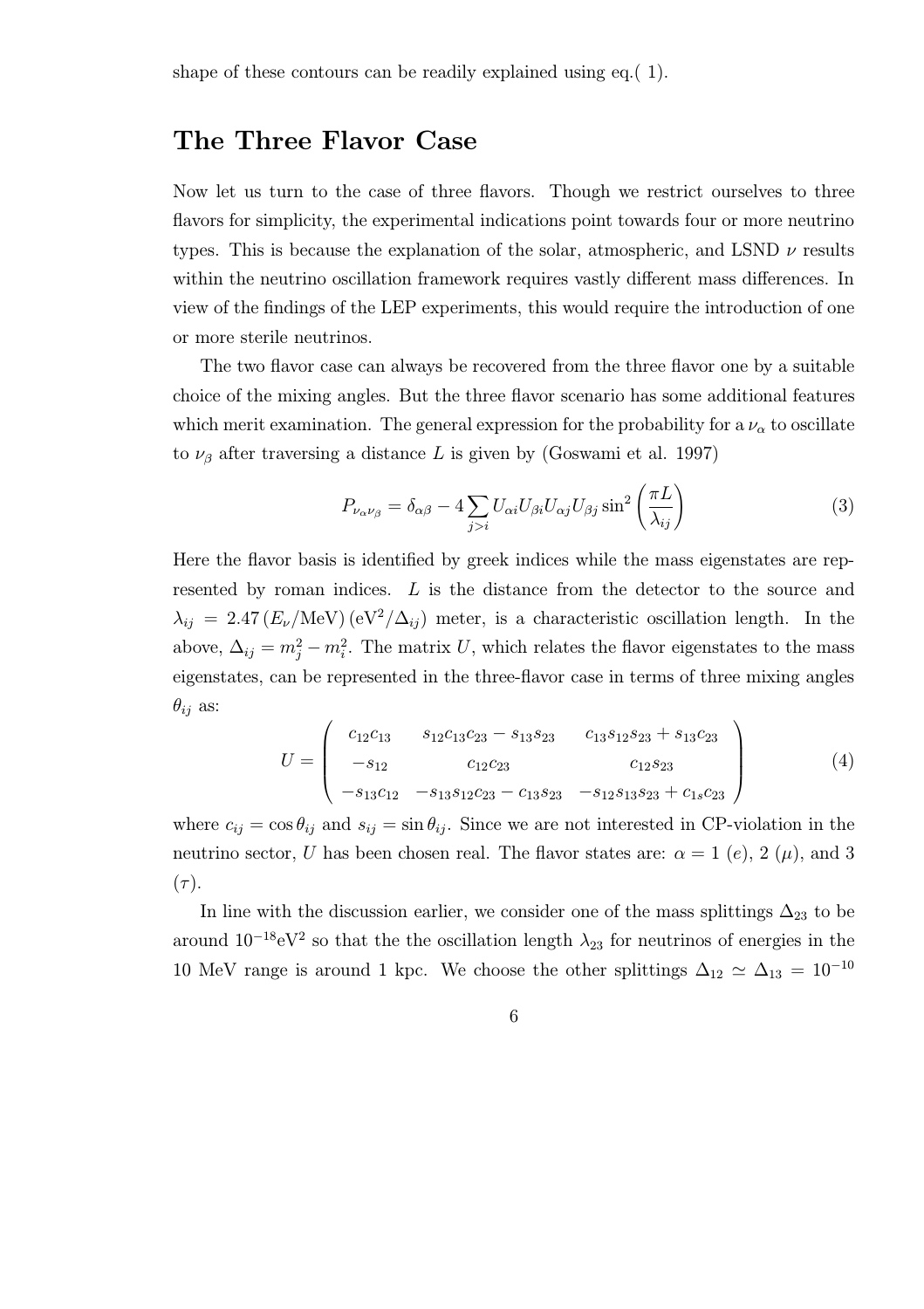shape of these contours can be readily explained using eq.( 1).

## The Three Flavor Case

Now let us turn to the case of three flavors. Though we restrict ourselves to three flavors for simplicity, the experimental indications point towards four or more neutrino types. This is because the explanation of the solar, atmospheric, and LSND $\nu$ results within the neutrino oscillation framework requires vastly different mass differences. In view of the findings of the LEP experiments, this would require the introduction of one or more sterile neutrinos.

The two flavor case can always be recovered from the three flavor one by a suitable choice of the mixing angles. But the three flavor scenario has some additional features which merit examination. The general expression for the probability for a $\nu_\alpha$ to oscillate to $\nu_\beta$ after traversing a distance $L$ is given by (Goswami et al. 1997)

$$P_{\nu_\alpha \nu_\beta} = \delta_{\alpha\beta} - 4 \sum_{j>i} U_{\alpha i} U_{\beta i} U_{\alpha j} U_{\beta j} \sin^2 \left( \frac{\pi L}{\lambda_{ij}} \right) \tag{3}$$

Here the flavor basis is identified by greek indices while the mass eigenstates are represented by roman indices. $L$ is the distance from the detector to the source and $\lambda_{ij} = 2.47 \, (E_\nu/\mathrm{MeV}) \, (\mathrm{eV}^2/\Delta_{ij})$ meter, is a characteristic oscillation length. In the above, $\Delta_{ij} = m_j^2 - m_i^2$. The matrix $U$, which relates the flavor eigenstates to the mass eigenstates, can be represented in the three-flavor case in terms of three mixing angles $\theta_{ij}$ as:

$$U = \begin{pmatrix} c_{12}c_{13} & s_{12}c_{13}c_{23} - s_{13}s_{23} & c_{13}s_{12}s_{23} + s_{13}c_{23} \\ -s_{12} & c_{12}c_{23} & c_{12}s_{23} \\ -s_{13}c_{12} & -s_{13}s_{12}c_{23} - c_{13}s_{23} & -s_{12}s_{13}s_{23} + c_{1s}c_{23} \end{pmatrix} \tag{4}$$

where $c_{ij} = \cos\theta_{ij}$ and $s_{ij} = \sin\theta_{ij}$. Since we are not interested in CP-violation in the neutrino sector, $U$ has been chosen real. The flavor states are: $\alpha = 1$ ($e$), 2 ($\mu$), and 3 ($\tau$).

In line with the discussion earlier, we consider one of the mass splittings $\Delta_{23}$ to be around $10^{-18}\mathrm{eV}^2$ so that the the oscillation length $\lambda_{23}$ for neutrinos of energies in the 10 MeV range is around 1 kpc. We choose the other splittings $\Delta_{12} \simeq \Delta_{13} = 10^{-10}$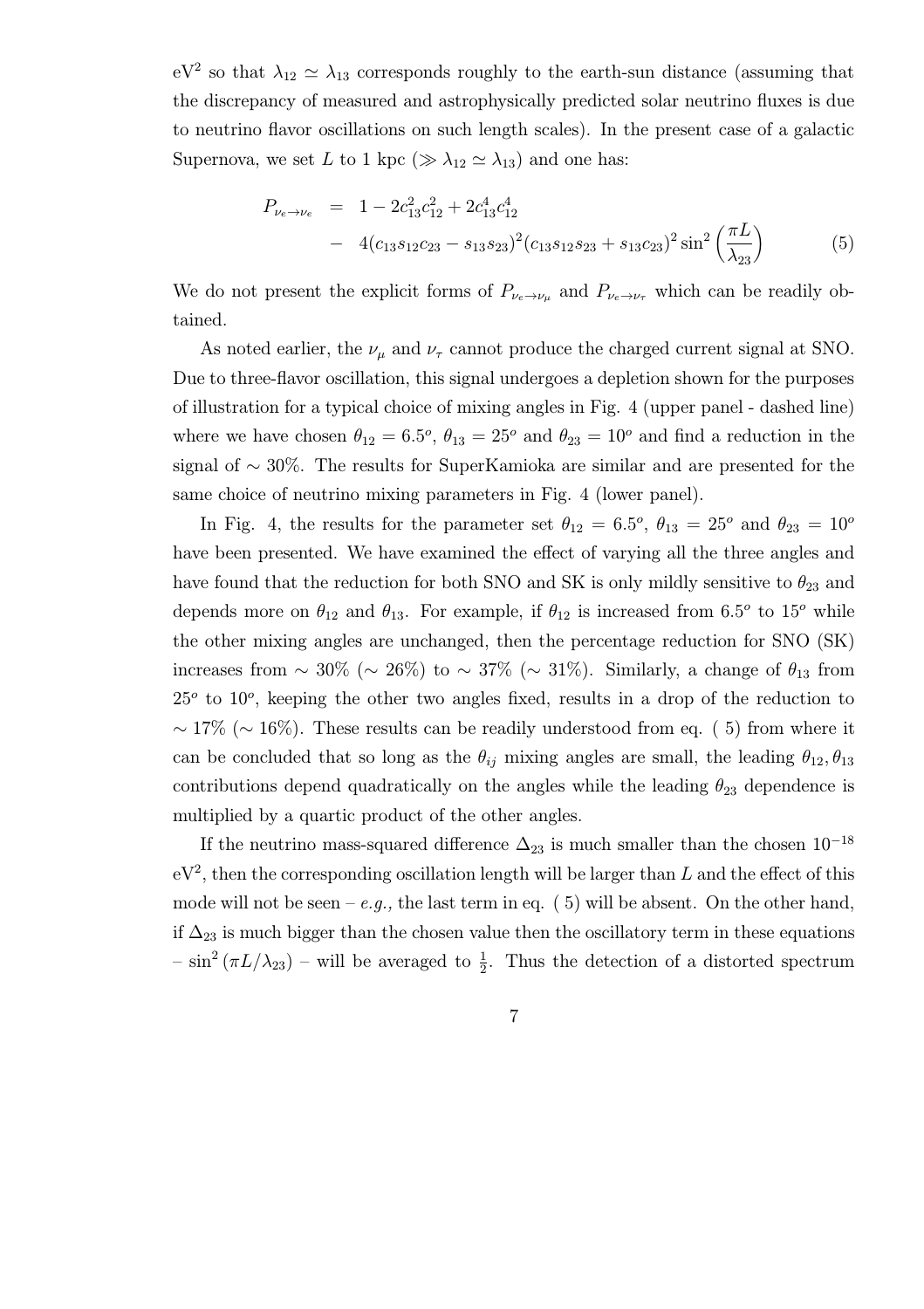$\text{eV}^2$ so that $\lambda_{12} \simeq \lambda_{13}$ corresponds roughly to the earth-sun distance (assuming that the discrepancy of measured and astrophysically predicted solar neutrino fluxes is due to neutrino flavor oscillations on such length scales). In the present case of a galactic Supernova, we set $L$ to 1 kpc ($\gg \lambda_{12} \simeq \lambda_{13}$) and one has:

$$
\begin{aligned}
P_{\nu_e \to \nu_e} &= 1 - 2c_{13}^2 c_{12}^2 + 2c_{13}^4 c_{12}^4 \\
&- 4(c_{13}s_{12}c_{23} - s_{13}s_{23})^2 (c_{13}s_{12}s_{23} + s_{13}c_{23})^2 \sin^2\left(\frac{\pi L}{\lambda_{23}}\right)
\end{aligned} \tag{5}
$$

We do not present the explicit forms of $P_{\nu_e \to \nu_\mu}$ and $P_{\nu_e \to \nu_\tau}$ which can be readily obtained.

As noted earlier, the $\nu_\mu$ and $\nu_\tau$ cannot produce the charged current signal at SNO. Due to three-flavor oscillation, this signal undergoes a depletion shown for the purposes of illustration for a typical choice of mixing angles in Fig. 4 (upper panel - dashed line) where we have chosen $\theta_{12} = 6.5^o$, $\theta_{13} = 25^o$ and $\theta_{23} = 10^o$ and find a reduction in the signal of $\sim 30\%$. The results for SuperKamioka are similar and are presented for the same choice of neutrino mixing parameters in Fig. 4 (lower panel).

In Fig. 4, the results for the parameter set $\theta_{12} = 6.5^o$, $\theta_{13} = 25^o$ and $\theta_{23} = 10^o$ have been presented. We have examined the effect of varying all the three angles and have found that the reduction for both SNO and SK is only mildly sensitive to $\theta_{23}$ and depends more on $\theta_{12}$ and $\theta_{13}$. For example, if $\theta_{12}$ is increased from $6.5^o$ to $15^o$ while the other mixing angles are unchanged, then the percentage reduction for SNO (SK) increases from $\sim 30\%$ ($\sim 26\%$) to $\sim 37\%$ ($\sim 31\%$). Similarly, a change of $\theta_{13}$ from $25^o$ to $10^o$, keeping the other two angles fixed, results in a drop of the reduction to $\sim 17\%$ ($\sim 16\%$). These results can be readily understood from eq. ( 5) from where it can be concluded that so long as the $\theta_{ij}$ mixing angles are small, the leading $\theta_{12}, \theta_{13}$ contributions depend quadratically on the angles while the leading $\theta_{23}$ dependence is multiplied by a quartic product of the other angles.

If the neutrino mass-squared difference $\Delta_{23}$ is much smaller than the chosen $10^{-18}$ $\text{eV}^2$, then the corresponding oscillation length will be larger than $L$ and the effect of this mode will not be seen – *e.g.,* the last term in eq. ( 5) will be absent. On the other hand, if $\Delta_{23}$ is much bigger than the chosen value then the oscillatory term in these equations – $\sin^2(\pi L/\lambda_{23})$ – will be averaged to $\frac{1}{2}$. Thus the detection of a distorted spectrum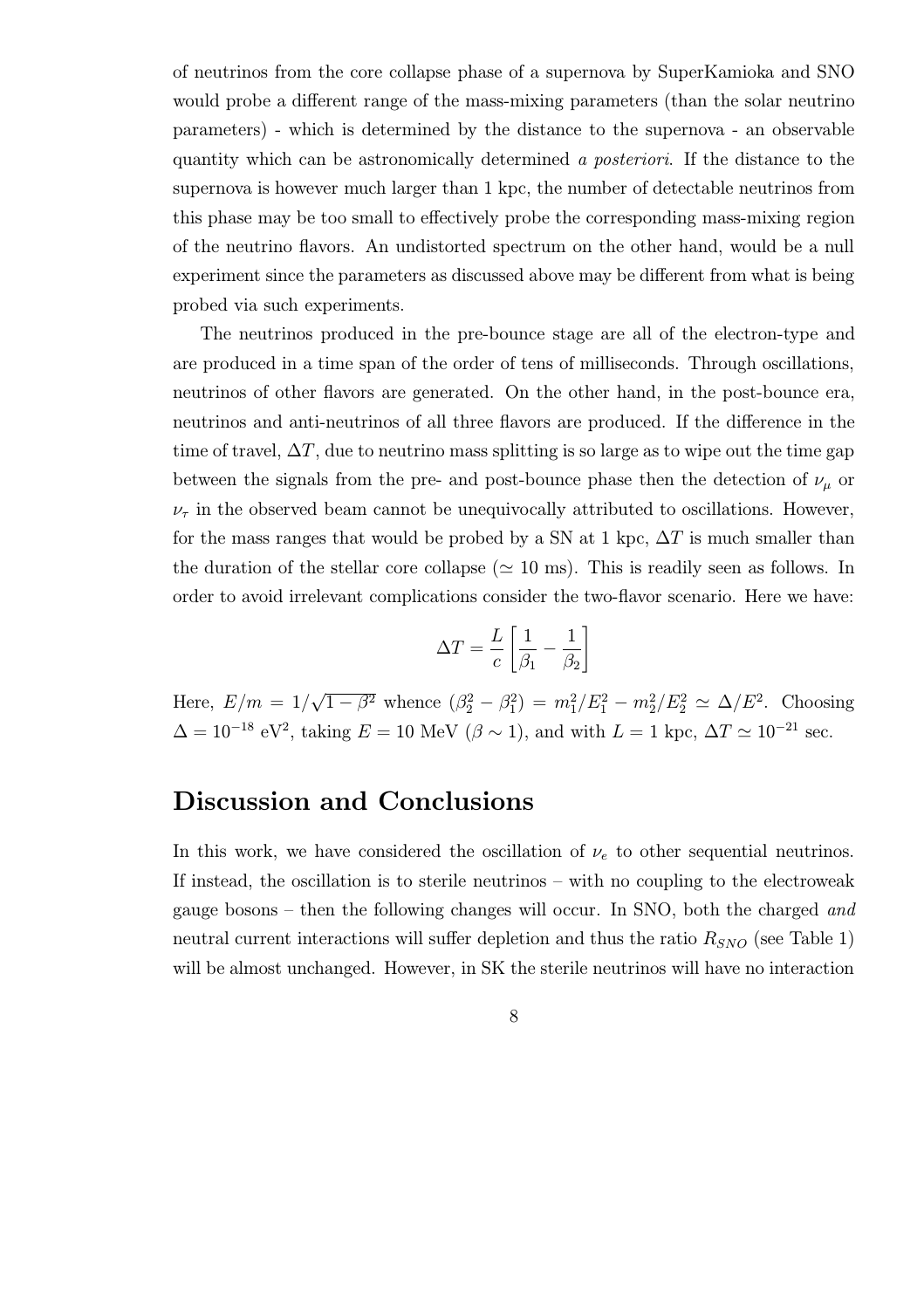of neutrinos from the core collapse phase of a supernova by SuperKamioka and SNO would probe a different range of the mass-mixing parameters (than the solar neutrino parameters) - which is determined by the distance to the supernova - an observable quantity which can be astronomically determined *a posteriori*. If the distance to the supernova is however much larger than 1 kpc, the number of detectable neutrinos from this phase may be too small to effectively probe the corresponding mass-mixing region of the neutrino flavors. An undistorted spectrum on the other hand, would be a null experiment since the parameters as discussed above may be different from what is being probed via such experiments.

The neutrinos produced in the pre-bounce stage are all of the electron-type and are produced in a time span of the order of tens of milliseconds. Through oscillations, neutrinos of other flavors are generated. On the other hand, in the post-bounce era, neutrinos and anti-neutrinos of all three flavors are produced. If the difference in the time of travel, $\Delta T$, due to neutrino mass splitting is so large as to wipe out the time gap between the signals from the pre- and post-bounce phase then the detection of $\nu_\mu$ or $\nu_\tau$ in the observed beam cannot be unequivocally attributed to oscillations. However, for the mass ranges that would be probed by a SN at 1 kpc, $\Delta T$ is much smaller than the duration of the stellar core collapse ($\simeq$ 10 ms). This is readily seen as follows. In order to avoid irrelevant complications consider the two-flavor scenario. Here we have:

$$\Delta T = \frac{L}{c}\left[\frac{1}{\beta_1} - \frac{1}{\beta_2}\right]$$

Here, $E/m = 1/\sqrt{1-\beta^2}$ whence $(\beta_2^2 - \beta_1^2) = m_1^2/E_1^2 - m_2^2/E_2^2 \simeq \Delta/E^2$. Choosing $\Delta = 10^{-18}$ eV$^2$, taking $E = 10$ MeV ($\beta \sim 1$), and with $L = 1$ kpc, $\Delta T \simeq 10^{-21}$ sec.

## Discussion and Conclusions

In this work, we have considered the oscillation of $\nu_e$ to other sequential neutrinos. If instead, the oscillation is to sterile neutrinos – with no coupling to the electroweak gauge bosons – then the following changes will occur. In SNO, both the charged *and* neutral current interactions will suffer depletion and thus the ratio $R_{SNO}$ (see Table 1) will be almost unchanged. However, in SK the sterile neutrinos will have no interaction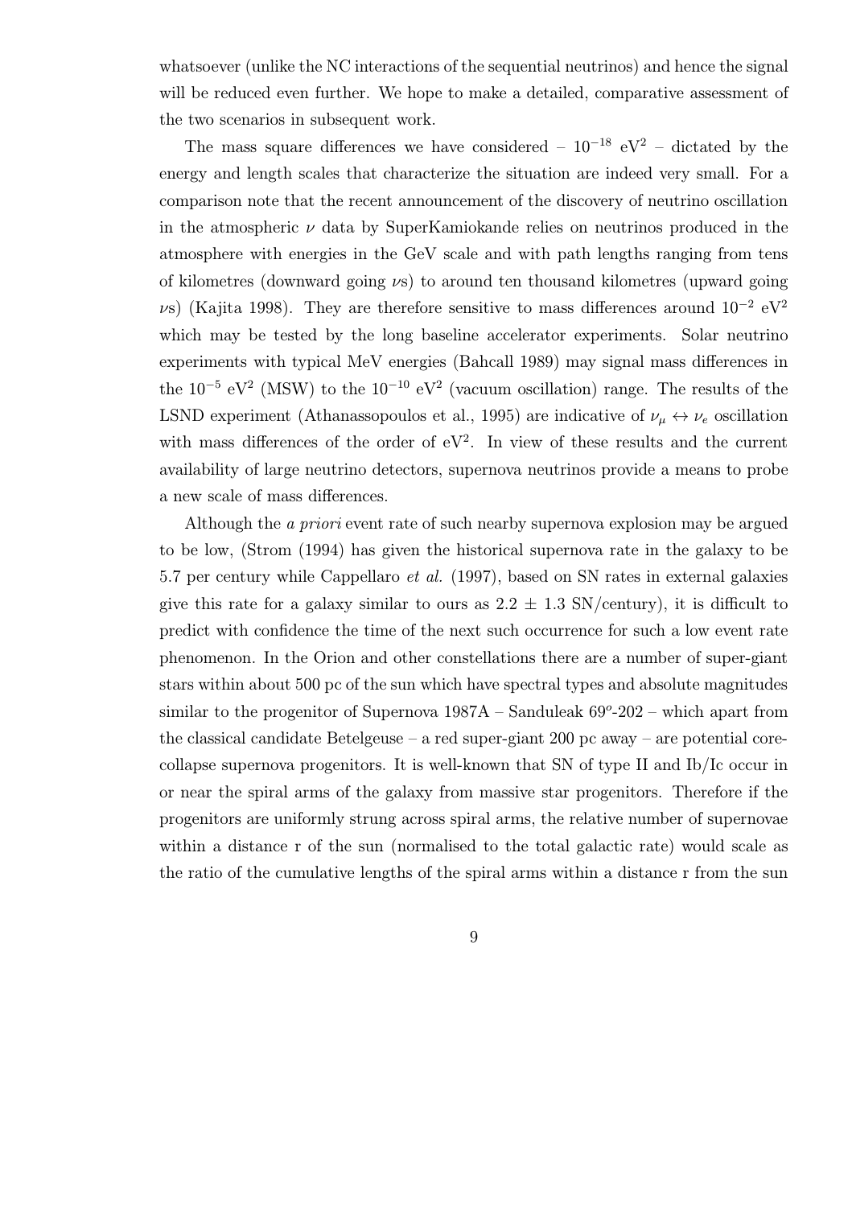whatsoever (unlike the NC interactions of the sequential neutrinos) and hence the signal will be reduced even further. We hope to make a detailed, comparative assessment of the two scenarios in subsequent work.

The mass square differences we have considered – $10^{-18}$ eV$^2$ – dictated by the energy and length scales that characterize the situation are indeed very small. For a comparison note that the recent announcement of the discovery of neutrino oscillation in the atmospheric $\nu$ data by SuperKamiokande relies on neutrinos produced in the atmosphere with energies in the GeV scale and with path lengths ranging from tens of kilometres (downward going $\nu$s) to around ten thousand kilometres (upward going $\nu$s) (Kajita 1998). They are therefore sensitive to mass differences around $10^{-2}$ eV$^2$ which may be tested by the long baseline accelerator experiments. Solar neutrino experiments with typical MeV energies (Bahcall 1989) may signal mass differences in the $10^{-5}$ eV$^2$ (MSW) to the $10^{-10}$ eV$^2$ (vacuum oscillation) range. The results of the LSND experiment (Athanassopoulos et al., 1995) are indicative of $\nu_\mu \leftrightarrow \nu_e$ oscillation with mass differences of the order of eV$^2$. In view of these results and the current availability of large neutrino detectors, supernova neutrinos provide a means to probe a new scale of mass differences.

Although the *a priori* event rate of such nearby supernova explosion may be argued to be low, (Strom (1994) has given the historical supernova rate in the galaxy to be 5.7 per century while Cappellaro *et al.* (1997), based on SN rates in external galaxies give this rate for a galaxy similar to ours as $2.2 \pm 1.3$ SN/century), it is difficult to predict with confidence the time of the next such occurrence for such a low event rate phenomenon. In the Orion and other constellations there are a number of super-giant stars within about 500 pc of the sun which have spectral types and absolute magnitudes similar to the progenitor of Supernova 1987A – Sanduleak $69^o$-202 – which apart from the classical candidate Betelgeuse – a red super-giant 200 pc away – are potential core-collapse supernova progenitors. It is well-known that SN of type II and Ib/Ic occur in or near the spiral arms of the galaxy from massive star progenitors. Therefore if the progenitors are uniformly strung across spiral arms, the relative number of supernovae within a distance r of the sun (normalised to the total galactic rate) would scale as the ratio of the cumulative lengths of the spiral arms within a distance r from the sun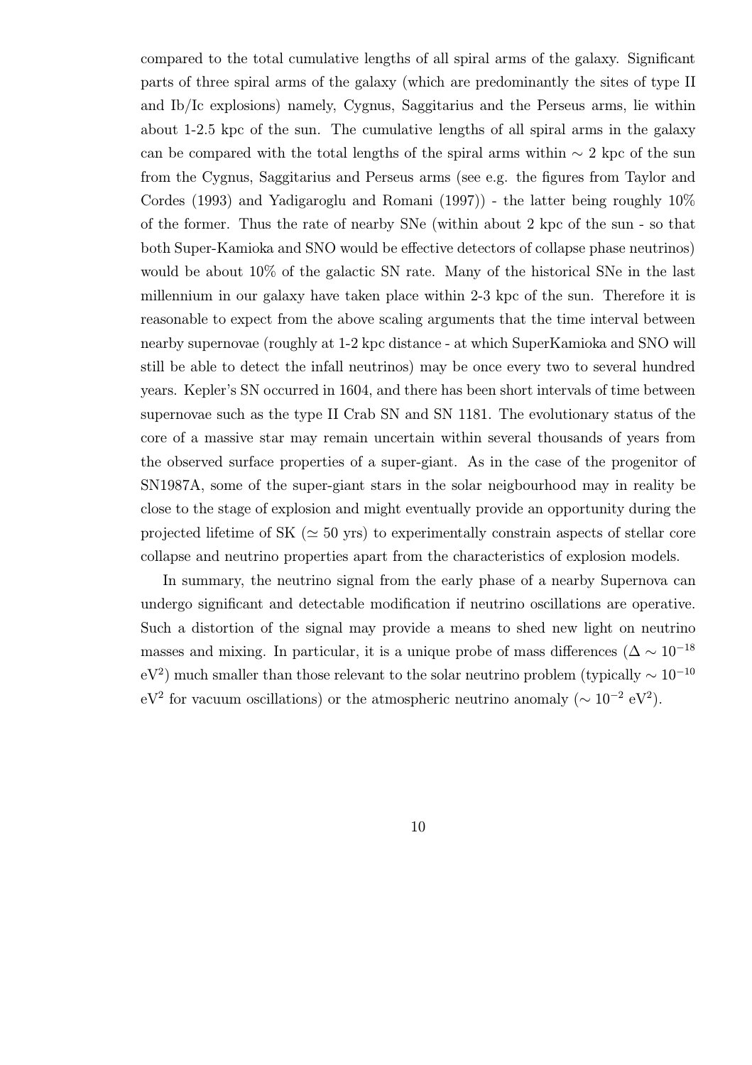compared to the total cumulative lengths of all spiral arms of the galaxy. Significant parts of three spiral arms of the galaxy (which are predominantly the sites of type II and Ib/Ic explosions) namely, Cygnus, Saggitarius and the Perseus arms, lie within about 1-2.5 kpc of the sun. The cumulative lengths of all spiral arms in the galaxy can be compared with the total lengths of the spiral arms within $\sim 2$ kpc of the sun from the Cygnus, Saggitarius and Perseus arms (see e.g. the figures from Taylor and Cordes (1993) and Yadigaroglu and Romani (1997)) - the latter being roughly 10% of the former. Thus the rate of nearby SNe (within about 2 kpc of the sun - so that both Super-Kamioka and SNO would be effective detectors of collapse phase neutrinos) would be about 10% of the galactic SN rate. Many of the historical SNe in the last millennium in our galaxy have taken place within 2-3 kpc of the sun. Therefore it is reasonable to expect from the above scaling arguments that the time interval between nearby supernovae (roughly at 1-2 kpc distance - at which SuperKamioka and SNO will still be able to detect the infall neutrinos) may be once every two to several hundred years. Kepler's SN occurred in 1604, and there has been short intervals of time between supernovae such as the type II Crab SN and SN 1181. The evolutionary status of the core of a massive star may remain uncertain within several thousands of years from the observed surface properties of a super-giant. As in the case of the progenitor of SN1987A, some of the super-giant stars in the solar neigbourhood may in reality be close to the stage of explosion and might eventually provide an opportunity during the projected lifetime of SK ($\simeq 50$ yrs) to experimentally constrain aspects of stellar core collapse and neutrino properties apart from the characteristics of explosion models.

In summary, the neutrino signal from the early phase of a nearby Supernova can undergo significant and detectable modification if neutrino oscillations are operative. Such a distortion of the signal may provide a means to shed new light on neutrino masses and mixing. In particular, it is a unique probe of mass differences ($\Delta \sim 10^{-18}$ $\mathrm{eV}^2$) much smaller than those relevant to the solar neutrino problem (typically $\sim 10^{-10}$ $\mathrm{eV}^2$ for vacuum oscillations) or the atmospheric neutrino anomaly ($\sim 10^{-2}$ $\mathrm{eV}^2$).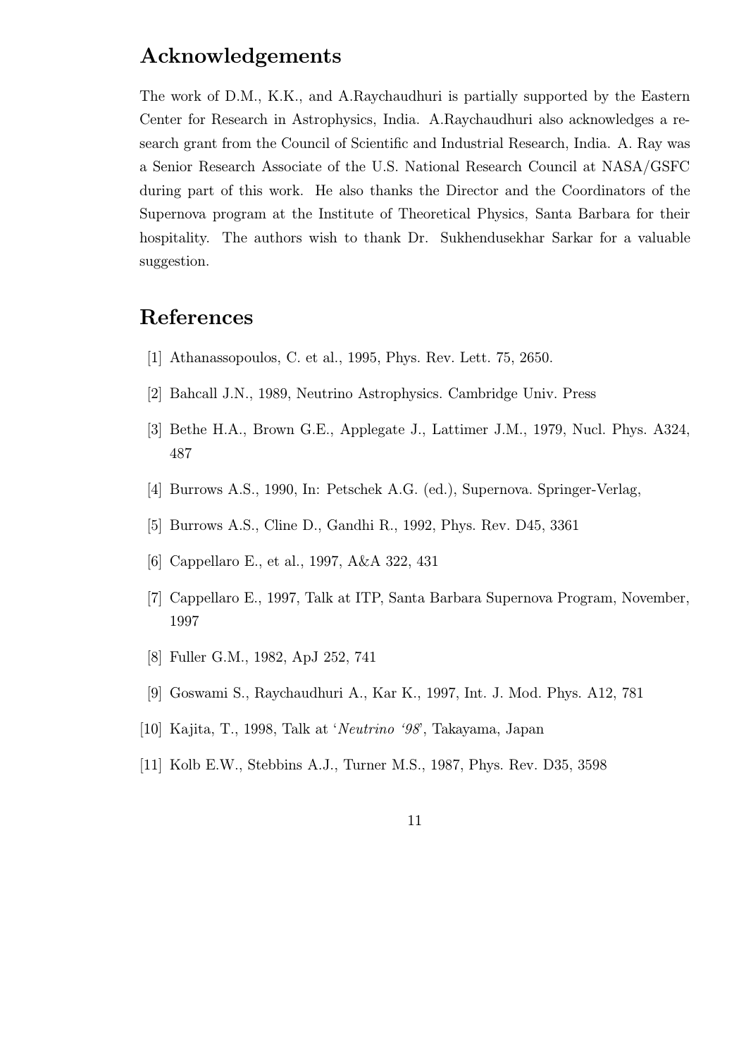## Acknowledgements

The work of D.M., K.K., and A.Raychaudhuri is partially supported by the Eastern Center for Research in Astrophysics, India. A.Raychaudhuri also acknowledges a research grant from the Council of Scientific and Industrial Research, India. A. Ray was a Senior Research Associate of the U.S. National Research Council at NASA/GSFC during part of this work. He also thanks the Director and the Coordinators of the Supernova program at the Institute of Theoretical Physics, Santa Barbara for their hospitality. The authors wish to thank Dr. Sukhendusekhar Sarkar for a valuable suggestion.

## References

[1] Athanassopoulos, C. et al., 1995, Phys. Rev. Lett. 75, 2650.

[2] Bahcall J.N., 1989, Neutrino Astrophysics. Cambridge Univ. Press

[3] Bethe H.A., Brown G.E., Applegate J., Lattimer J.M., 1979, Nucl. Phys. A324, 487

[4] Burrows A.S., 1990, In: Petschek A.G. (ed.), Supernova. Springer-Verlag,

[5] Burrows A.S., Cline D., Gandhi R., 1992, Phys. Rev. D45, 3361

[6] Cappellaro E., et al., 1997, A&A 322, 431

[7] Cappellaro E., 1997, Talk at ITP, Santa Barbara Supernova Program, November, 1997

[8] Fuller G.M., 1982, ApJ 252, 741

[9] Goswami S., Raychaudhuri A., Kar K., 1997, Int. J. Mod. Phys. A12, 781

[10] Kajita, T., 1998, Talk at '*Neutrino '98*', Takayama, Japan

[11] Kolb E.W., Stebbins A.J., Turner M.S., 1987, Phys. Rev. D35, 3598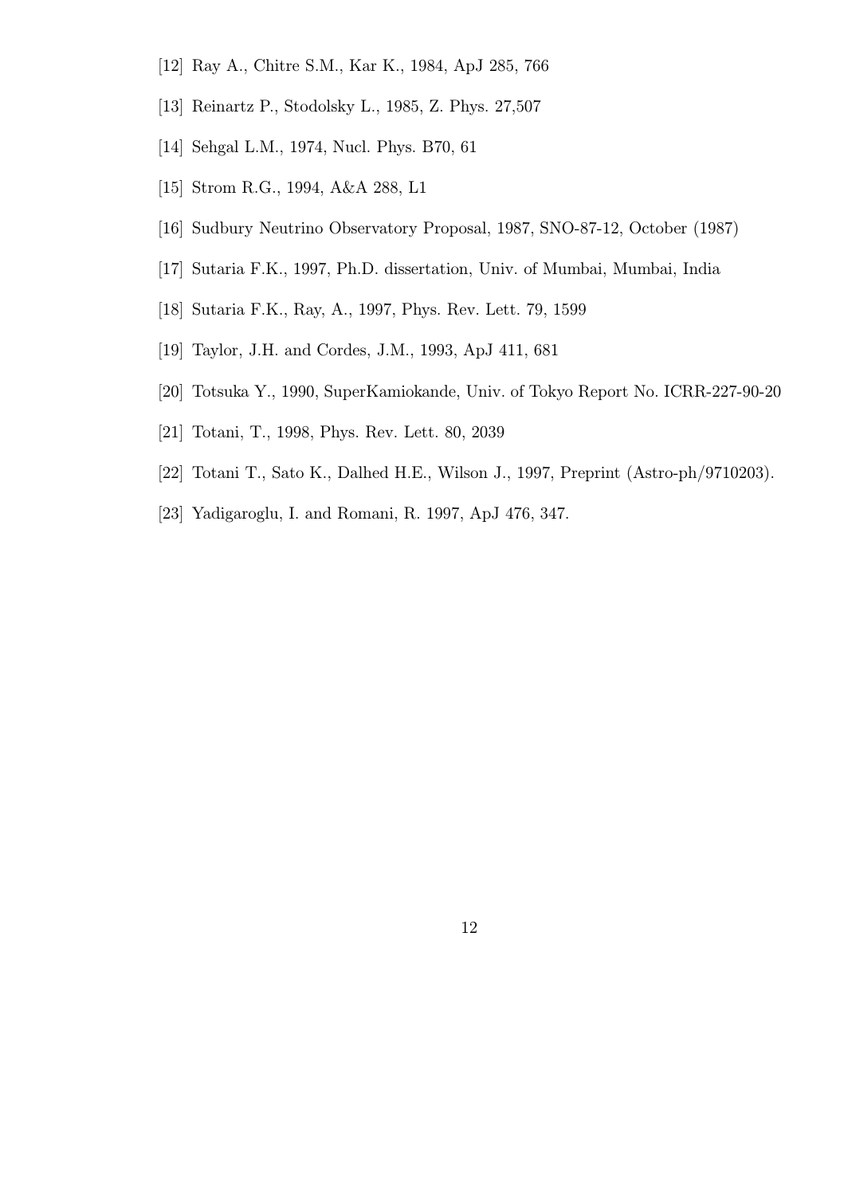[12] Ray A., Chitre S.M., Kar K., 1984, ApJ 285, 766

[13] Reinartz P., Stodolsky L., 1985, Z. Phys. 27,507

[14] Sehgal L.M., 1974, Nucl. Phys. B70, 61

[15] Strom R.G., 1994, A&A 288, L1

[16] Sudbury Neutrino Observatory Proposal, 1987, SNO-87-12, October (1987)

[17] Sutaria F.K., 1997, Ph.D. dissertation, Univ. of Mumbai, Mumbai, India

[18] Sutaria F.K., Ray, A., 1997, Phys. Rev. Lett. 79, 1599

[19] Taylor, J.H. and Cordes, J.M., 1993, ApJ 411, 681

[20] Totsuka Y., 1990, SuperKamiokande, Univ. of Tokyo Report No. ICRR-227-90-20

[21] Totani, T., 1998, Phys. Rev. Lett. 80, 2039

[22] Totani T., Sato K., Dalhed H.E., Wilson J., 1997, Preprint (Astro-ph/9710203).

[23] Yadigaroglu, I. and Romani, R. 1997, ApJ 476, 347.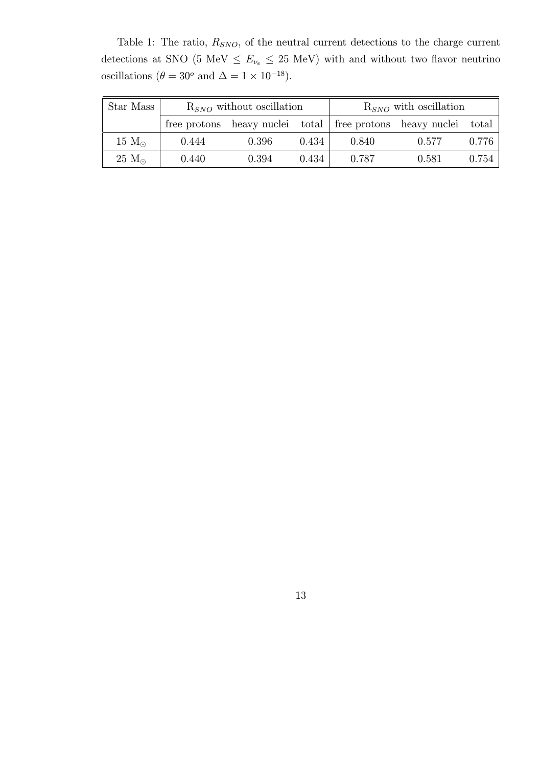Table 1: The ratio, $R_{SNO}$, of the neutral current detections to the charge current detections at SNO (5 MeV $\leq E_{\nu_e} \leq$ 25 MeV) with and without two flavor neutrino oscillations ($\theta = 30^o$ and $\Delta = 1 \times 10^{-18}$).

| Star Mass | $R_{SNO}$ without oscillation | | | $R_{SNO}$ with oscillation | | |
|---|---|---|---|---|---|---|
| | free protons | heavy nuclei | total | free protons | heavy nuclei | total |
| 15 $M_\odot$ | 0.444 | 0.396 | 0.434 | 0.840 | 0.577 | 0.776 |
| 25 $M_\odot$ | 0.440 | 0.394 | 0.434 | 0.787 | 0.581 | 0.754 |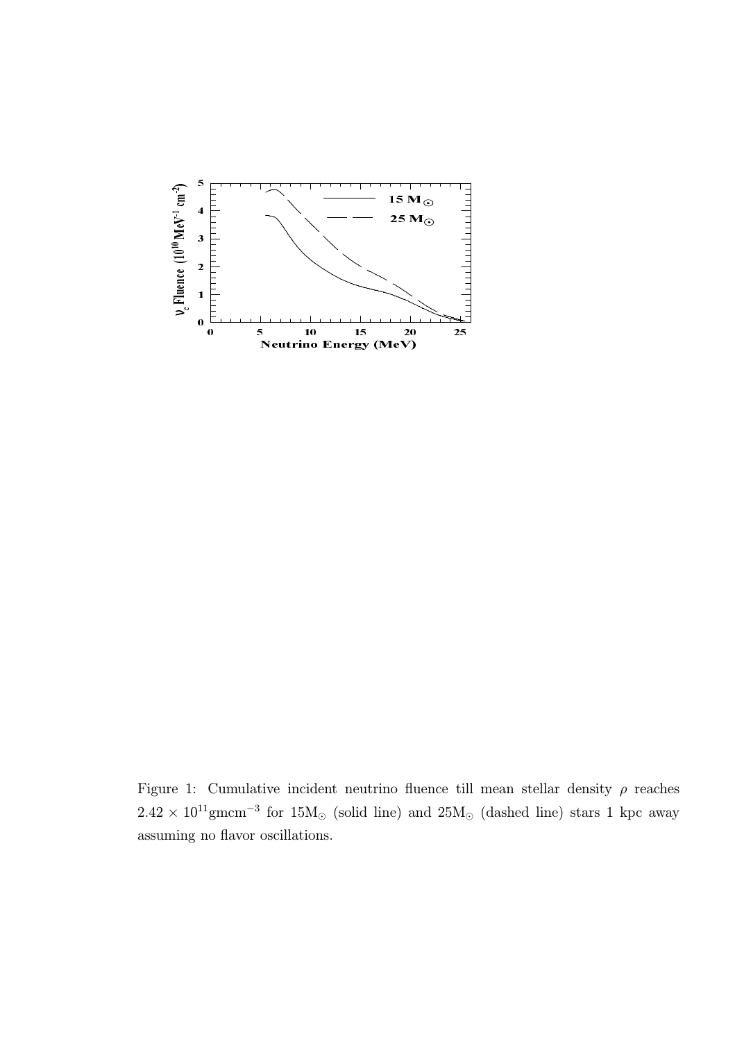Figure 1: Cumulative incident neutrino fluence till mean stellar density $\rho$ reaches $2.42 \times 10^{11} \text{gmcm}^{-3}$ for $15\text{M}_{\odot}$ (solid line) and $25\text{M}_{\odot}$ (dashed line) stars 1 kpc away assuming no flavor oscillations.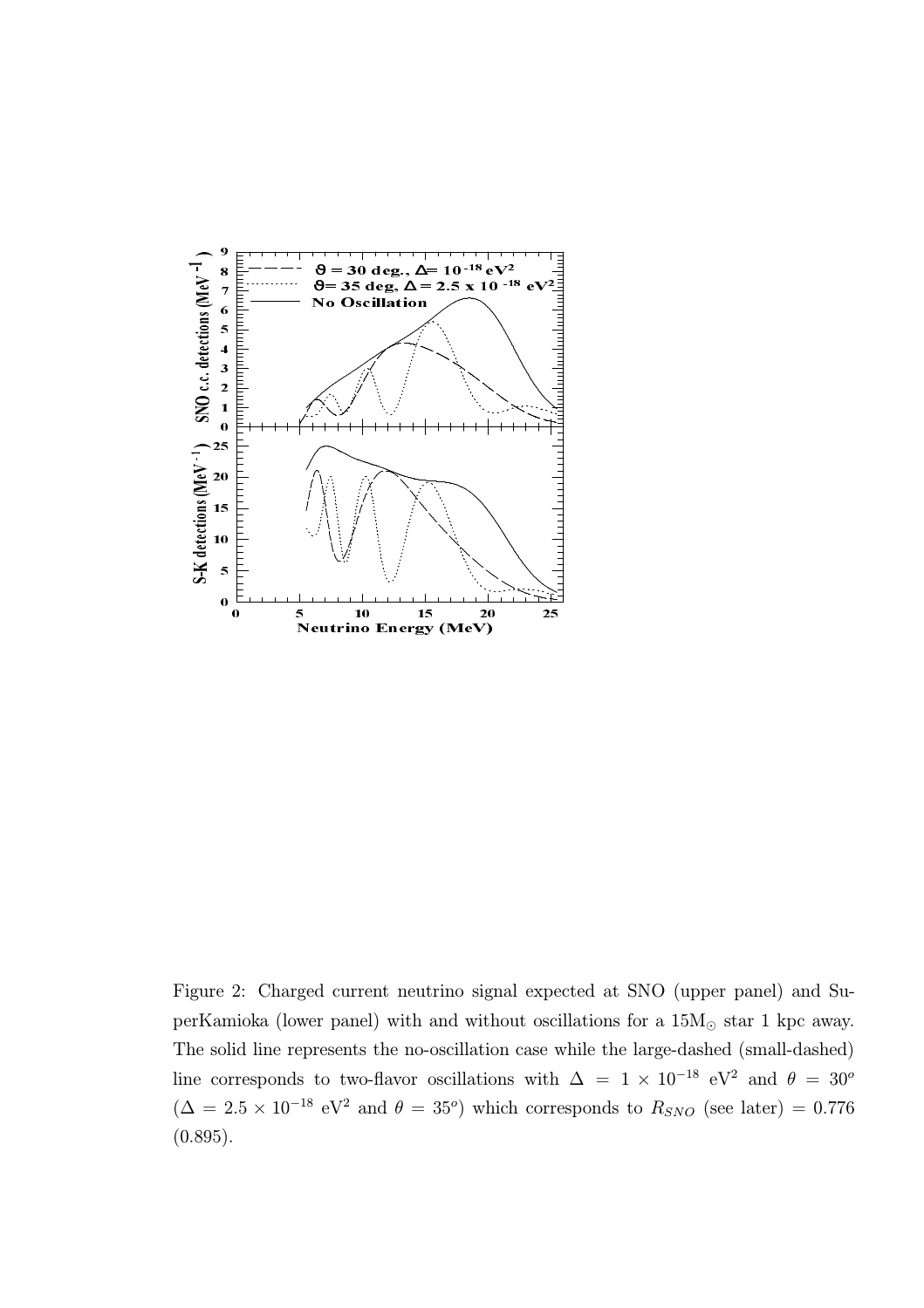Figure 2: Charged current neutrino signal expected at SNO (upper panel) and SuperKamioka (lower panel) with and without oscillations for a $15 M_{\odot}$ star 1 kpc away. The solid line represents the no-oscillation case while the large-dashed (small-dashed) line corresponds to two-flavor oscillations with $\Delta = 1 \times 10^{-18}$ eV$^2$ and $\theta = 30^o$ ($\Delta = 2.5 \times 10^{-18}$ eV$^2$ and $\theta = 35^o$) which corresponds to $R_{SNO}$ (see later) = 0.776 (0.895).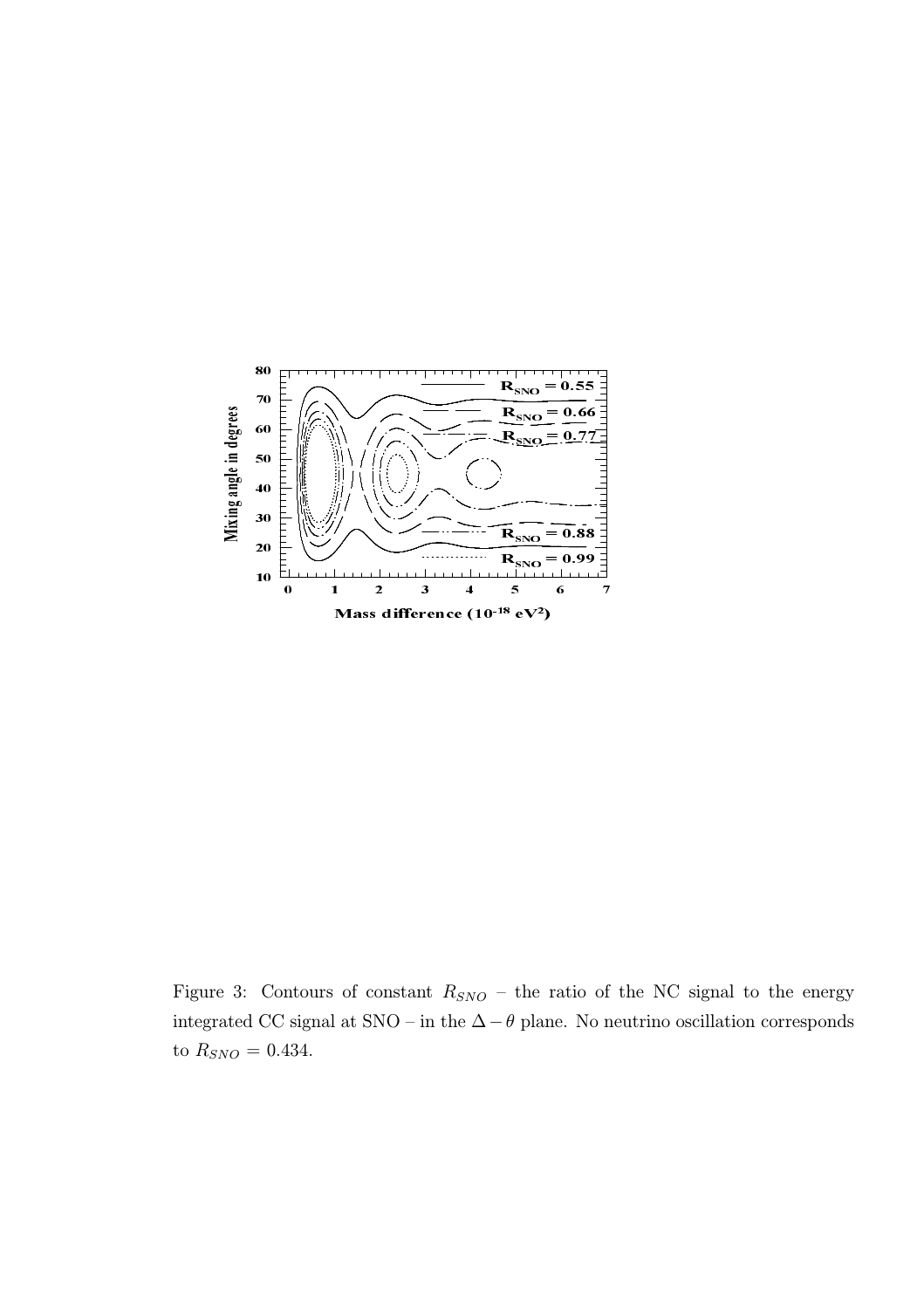Figure 3: Contours of constant $R_{SNO}$ – the ratio of the NC signal to the energy integrated CC signal at SNO – in the $\Delta - \theta$ plane. No neutrino oscillation corresponds to $R_{SNO} = 0.434$.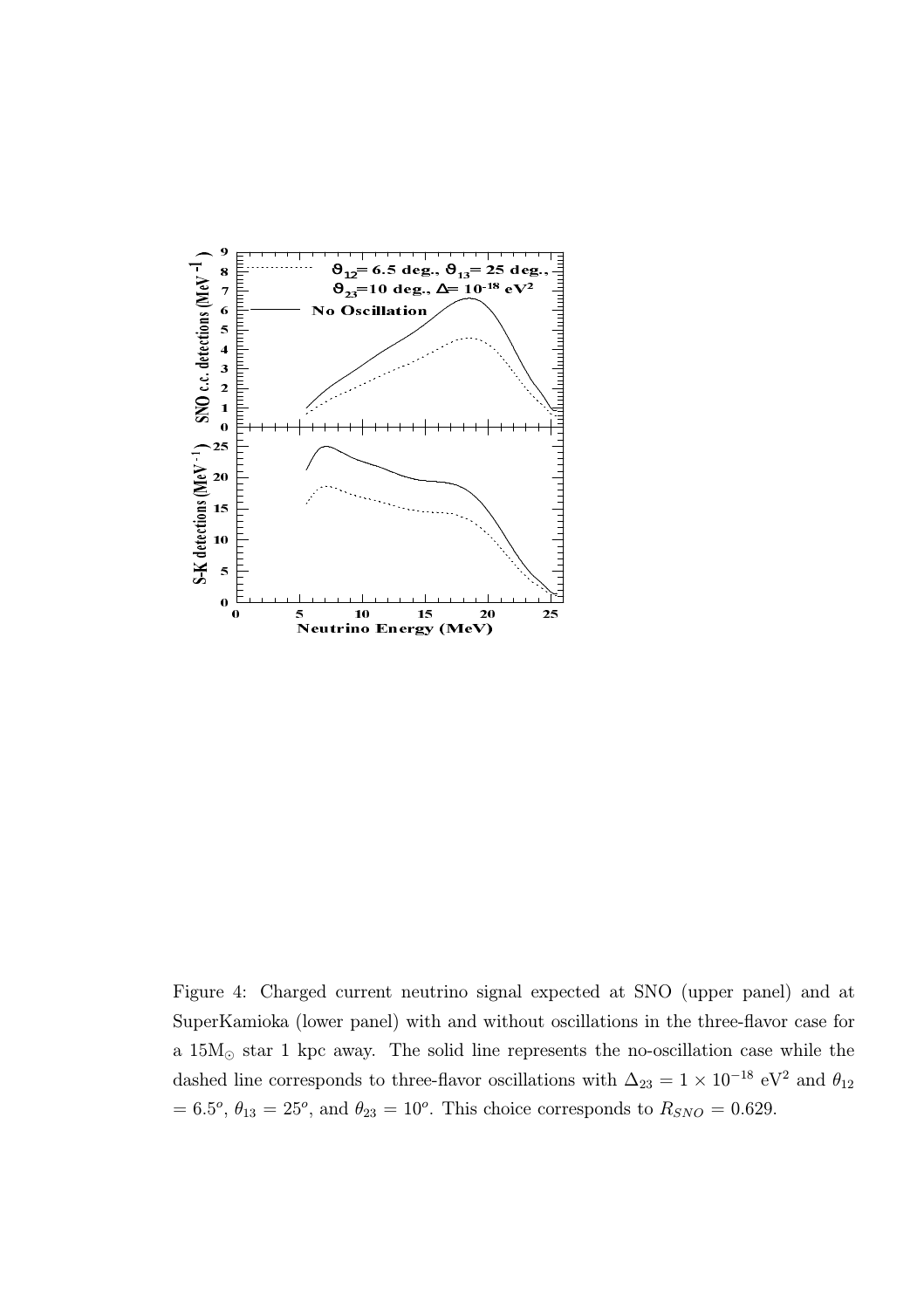$\vartheta_{12}$= 6.5 deg., $\vartheta_{13}$= 25 deg.,

$\vartheta_{23}$=10 deg., $\Delta$= $10^{-18}$ eV$^2$

No Oscillation

SNO c.c. detections (MeV$^{-1}$)

0 1 2 3 4 5 6 7 8 9

S-K detections (MeV$^{-1}$)

0 5 10 15 20 25

0 5 10 15 20 25

Neutrino Energy (MeV)

Figure 4: Charged current neutrino signal expected at SNO (upper panel) and at SuperKamioka (lower panel) with and without oscillations in the three-flavor case for a 15M$_\odot$ star 1 kpc away. The solid line represents the no-oscillation case while the dashed line corresponds to three-flavor oscillations with $\Delta_{23} = 1 \times 10^{-18}$ eV$^2$ and $\theta_{12}$ = 6.5$^o$, $\theta_{13}$ = 25$^o$, and $\theta_{23}$ = 10$^o$. This choice corresponds to $R_{SNO}$ = 0.629.